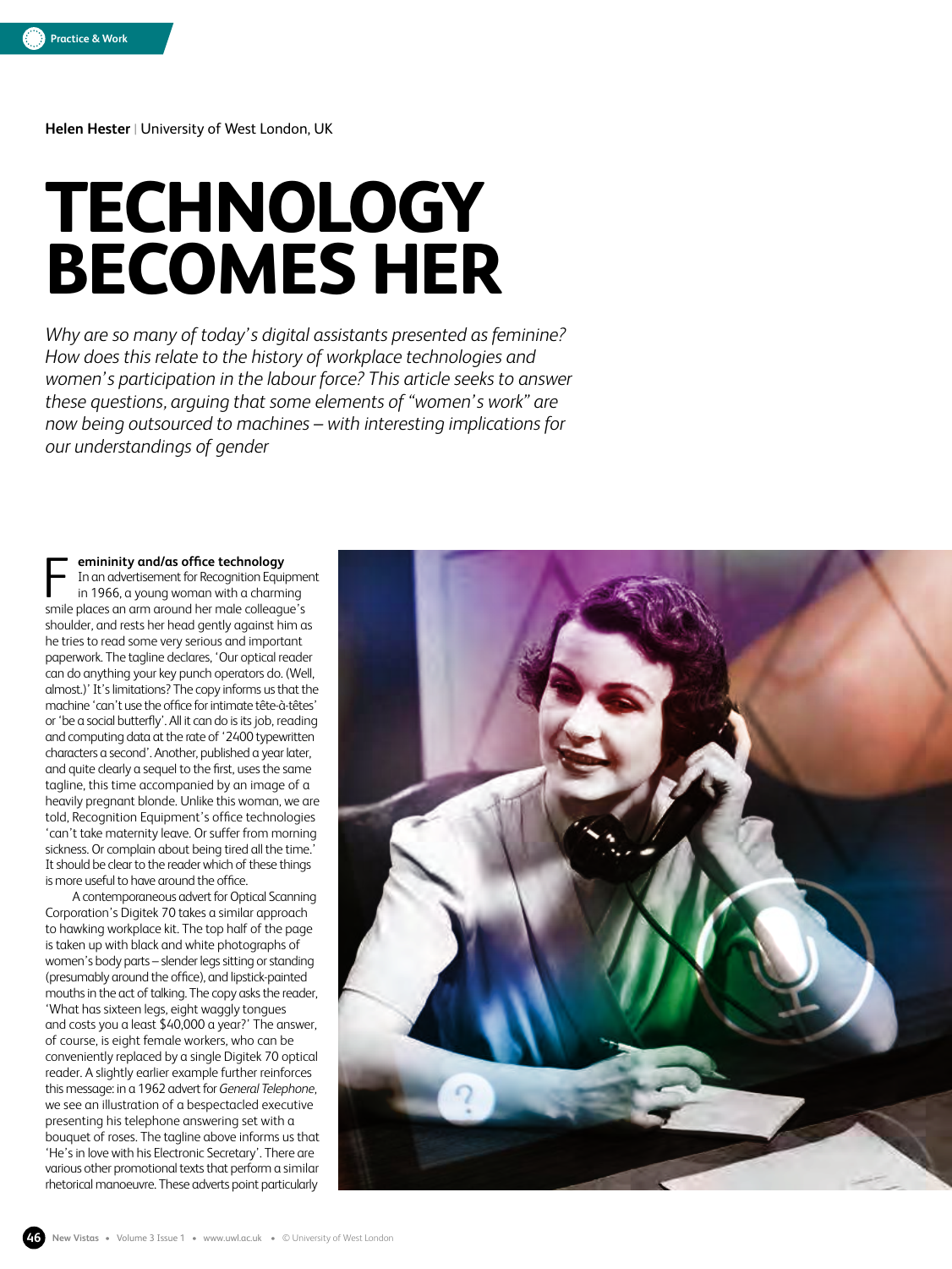Helen Hester | University of West London, UK

# TECHNOLOGY BECOMES HER

*Why are so many of today's digital assistants presented as feminine? How does this relate to the history of workplace technologies and women's participation in the labour force? This article seeks to answer these questions, arguing that some elements of "women's work" are now being outsourced to machines – with interesting implications for our understandings of gender*

## Femininity and/as office technology

In an advertisement for Recognition Equipment in 1966, a young woman with a charming smile places an arm around her male colleague's shoulder, and rests her head gently against him as he tries to read some very serious and important paperwork. The tagline declares, 'Our optical reader can do anything your key punch operators do. (Well, almost.)' It's limitations? The copy informs us that the machine 'can't use the office for intimate tête-à-têtes' or 'be a social butterfly'. All it can do is its job, reading and computing data at the rate of '2400 typewritten characters a second'. Another, published a year later, and quite clearly a sequel to the first, uses the same tagline, this time accompanied by an image of a heavily pregnant blonde. Unlike this woman, we are told, Recognition Equipment's office technologies 'can't take maternity leave. Or suffer from morning sickness. Or complain about being tired all the time.' It should be clear to the reader which of these things is more useful to have around the office.

A contemporaneous advert for Optical Scanning Corporation's Digitek 70 takes a similar approach to hawking workplace kit. The top half of the page is taken up with black and white photographs of women's body parts – slender legs sitting or standing (presumably around the office), and lipstick-painted mouths in the act of talking. The copy asks the reader, 'What has sixteen legs, eight waggly tongues and costs you a least $40,000 a year?' The answer, of course, is eight female workers, who can be conveniently replaced by a single Digitek 70 optical reader. A slightly earlier example further reinforces this message: in a 1962 advert for *General Telephone*, we see an illustration of a bespectacled executive presenting his telephone answering set with a bouquet of roses. The tagline above informs us that 'He's in love with his Electronic Secretary'. There are various other promotional texts that perform a similar rhetorical manoeuvre. These adverts point particularly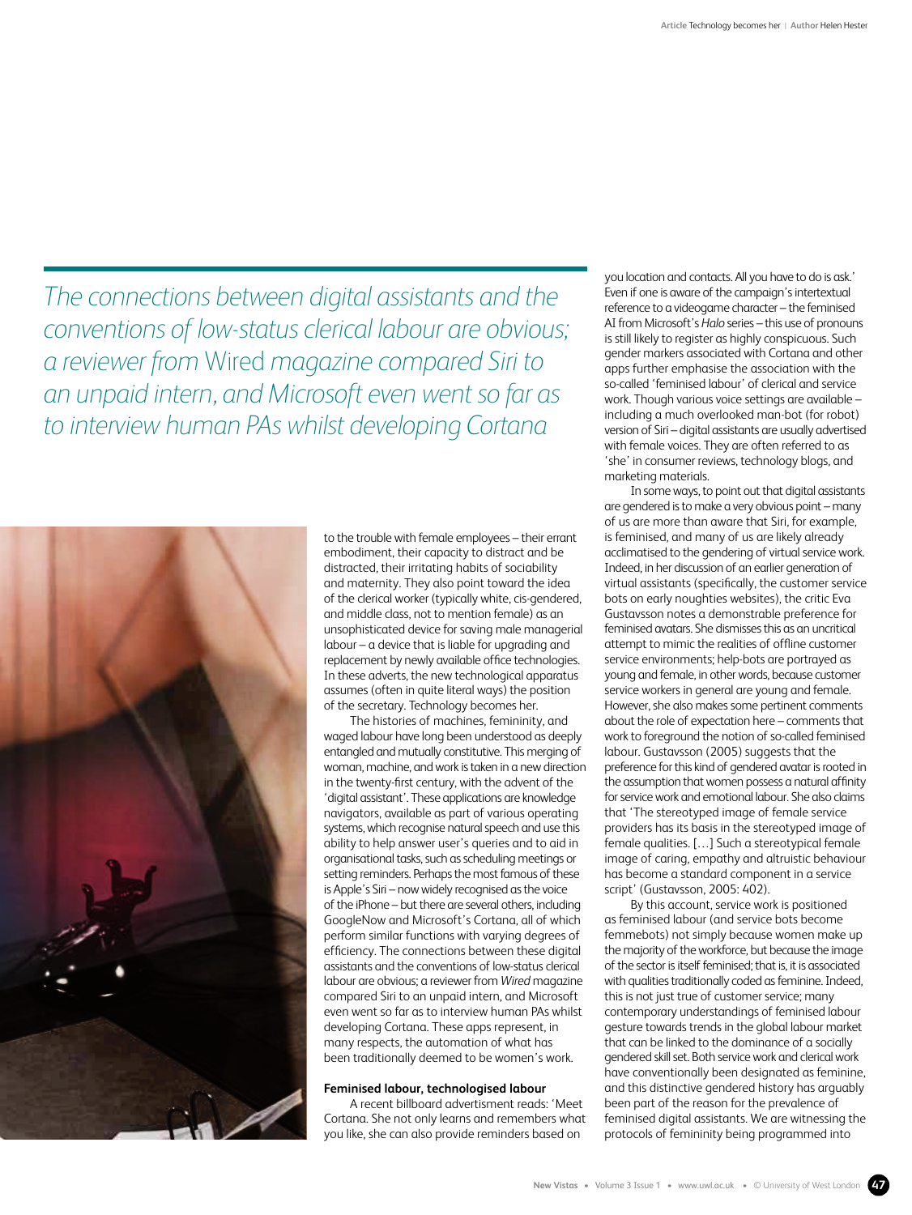*The connections between digital assistants and the conventions of low-status clerical labour are obvious; a reviewer from* Wired *magazine compared Siri to an unpaid intern, and Microsoft even went so far as to interview human PAs whilst developing Cortana*

to the trouble with female employees – their errant embodiment, their capacity to distract and be distracted, their irritating habits of sociability and maternity. They also point toward the idea of the clerical worker (typically white, cis-gendered, and middle class, not to mention female) as an unsophisticated device for saving male managerial labour – a device that is liable for upgrading and replacement by newly available office technologies. In these adverts, the new technological apparatus assumes (often in quite literal ways) the position of the secretary. Technology becomes her.

The histories of machines, femininity, and waged labour have long been understood as deeply entangled and mutually constitutive. This merging of woman, machine, and work is taken in a new direction in the twenty-first century, with the advent of the 'digital assistant'. These applications are knowledge navigators, available as part of various operating systems, which recognise natural speech and use this ability to help answer user's queries and to aid in organisational tasks, such as scheduling meetings or setting reminders. Perhaps the most famous of these is Apple's Siri – now widely recognised as the voice of the iPhone – but there are several others, including GoogleNow and Microsoft's Cortana, all of which perform similar functions with varying degrees of efficiency. The connections between these digital assistants and the conventions of low-status clerical labour are obvious; a reviewer from *Wired* magazine compared Siri to an unpaid intern, and Microsoft even went so far as to interview human PAs whilst developing Cortana. These apps represent, in many respects, the automation of what has been traditionally deemed to be women's work.

**Feminised labour, technologised labour**

A recent billboard advertisment reads: 'Meet Cortana. She not only learns and remembers what you like, she can also provide reminders based on you location and contacts. All you have to do is ask.' Even if one is aware of the campaign's intertextual reference to a videogame character – the feminised AI from Microsoft's *Halo* series – this use of pronouns is still likely to register as highly conspicuous. Such gender markers associated with Cortana and other apps further emphasise the association with the so-called 'feminised labour' of clerical and service work. Though various voice settings are available – including a much overlooked man-bot (for robot) version of Siri – digital assistants are usually advertised with female voices. They are often referred to as 'she' in consumer reviews, technology blogs, and marketing materials.

In some ways, to point out that digital assistants are gendered is to make a very obvious point – many of us are more than aware that Siri, for example, is feminised, and many of us are likely already acclimatised to the gendering of virtual service work. Indeed, in her discussion of an earlier generation of virtual assistants (specifically, the customer service bots on early noughties websites), the critic Eva Gustavsson notes a demonstrable preference for feminised avatars. She dismisses this as an uncritical attempt to mimic the realities of offline customer service environments; help-bots are portrayed as young and female, in other words, because customer service workers in general are young and female. However, she also makes some pertinent comments about the role of expectation here – comments that work to foreground the notion of so-called feminised labour. Gustavsson (2005) suggests that the preference for this kind of gendered avatar is rooted in the assumption that women possess a natural affinity for service work and emotional labour. She also claims that 'The stereotyped image of female service providers has its basis in the stereotyped image of female qualities. […] Such a stereotypical female image of caring, empathy and altruistic behaviour has become a standard component in a service script' (Gustavsson, 2005: 402).

By this account, service work is positioned as feminised labour (and service bots become femmebots) not simply because women make up the majority of the workforce, but because the image of the sector is itself feminised; that is, it is associated with qualities traditionally coded as feminine. Indeed, this is not just true of customer service; many contemporary understandings of feminised labour gesture towards trends in the global labour market that can be linked to the dominance of a socially gendered skill set. Both service work and clerical work have conventionally been designated as feminine, and this distinctive gendered history has arguably been part of the reason for the prevalence of feminised digital assistants. We are witnessing the protocols of femininity being programmed into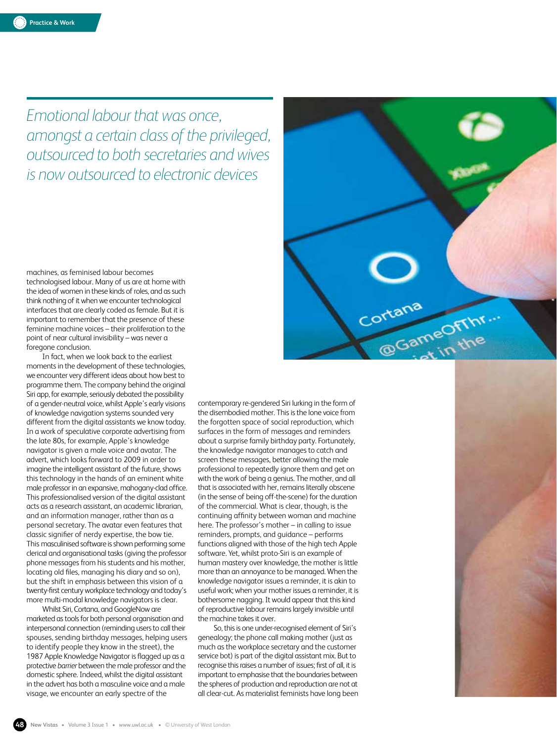*Emotional labour that was once, amongst a certain class of the privileged, outsourced to both secretaries and wives is now outsourced to electronic devices*

machines, as feminised labour becomes technologised labour. Many of us are at home with the idea of women in these kinds of roles, and as such think nothing of it when we encounter technological interfaces that are clearly coded as female. But it is important to remember that the presence of these feminine machine voices – their proliferation to the point of near cultural invisibility – was never a foregone conclusion.

In fact, when we look back to the earliest moments in the development of these technologies, we encounter very different ideas about how best to programme them. The company behind the original Siri app, for example, seriously debated the possibility of a gender-neutral voice, whilst Apple's early visions of knowledge navigation systems sounded very different from the digital assistants we know today. In a work of speculative corporate advertising from the late 80s, for example, Apple's knowledge navigator is given a male voice and avatar. The advert, which looks forward to 2009 in order to imagine the intelligent assistant of the future, shows this technology in the hands of an eminent white male professor in an expansive, mahogany-clad office. This professionalised version of the digital assistant acts as a research assistant, an academic librarian, and an information manager, rather than as a personal secretary. The avatar even features that classic signifier of nerdy expertise, the bow tie. This masculinised software is shown performing some clerical and organisational tasks (giving the professor phone messages from his students and his mother, locating old files, managing his diary and so on), but the shift in emphasis between this vision of a twenty-first century workplace technology and today's more multi-modal knowledge navigators is clear.

Whilst Siri, Cortana, and GoogleNow are marketed as tools for both personal organisation and interpersonal connection (reminding users to call their spouses, sending birthday messages, helping users to identify people they know in the street), the 1987 Apple Knowledge Navigator is flagged up as a protective *barrier* between the male professor and the domestic sphere. Indeed, whilst the digital assistant in the advert has both a masculine voice and a male visage, we encounter an early spectre of the contemporary re-gendered Siri lurking in the form of the disembodied mother. This is the lone voice from the forgotten space of social reproduction, which surfaces in the form of messages and reminders about a surprise family birthday party. Fortunately, the knowledge navigator manages to catch and screen these messages, better allowing the male professional to repeatedly ignore them and get on with the work of being a genius. The mother, and all that is associated with her, remains literally obscene (in the sense of being off-the-scene) for the duration of the commercial. What is clear, though, is the continuing affinity between woman and machine here. The professor's mother – in calling to issue reminders, prompts, and guidance – performs functions aligned with those of the high tech Apple software. Yet, whilst proto-Siri is an example of human mastery over knowledge, the mother is little more than an annoyance to be managed. When the knowledge navigator issues a reminder, it is akin to useful work; when your mother issues a reminder, it is bothersome nagging. It would appear that this kind of reproductive labour remains largely invisible until the machine takes it over.

So, this is one under-recognised element of Siri's genealogy; the phone call making mother (just as much as the workplace secretary and the customer service bot) is part of the digital assistant mix. But to recognise this raises a number of issues; first of all, it is important to emphasise that the boundaries between the spheres of production and reproduction are not at all clear-cut. As materialist feminists have long been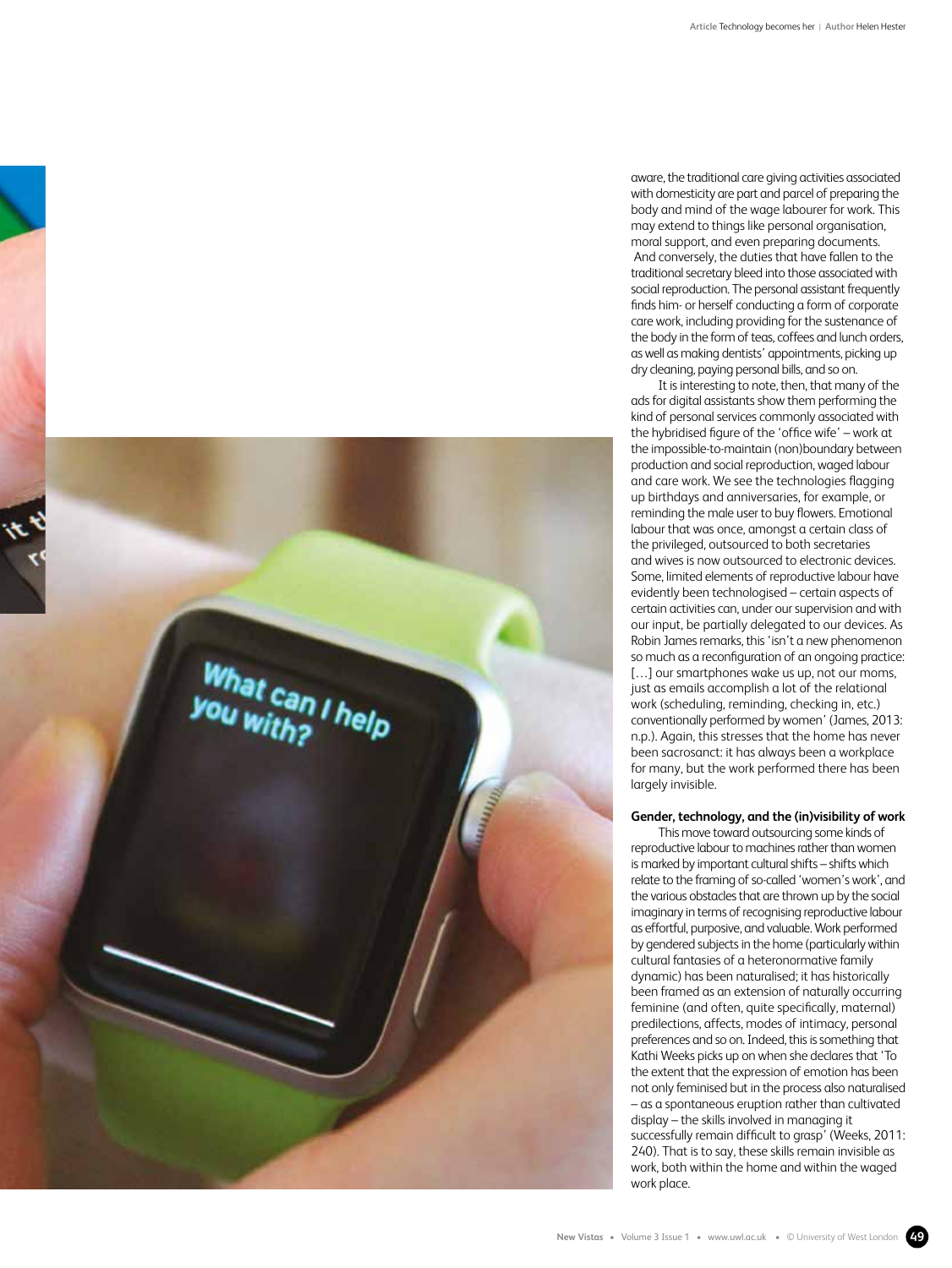aware, the traditional care giving activities associated with domesticity are part and parcel of preparing the body and mind of the wage labourer for work. This may extend to things like personal organisation, moral support, and even preparing documents. And conversely, the duties that have fallen to the traditional secretary bleed into those associated with social reproduction. The personal assistant frequently finds him- or herself conducting a form of corporate care work, including providing for the sustenance of the body in the form of teas, coffees and lunch orders, as well as making dentists' appointments, picking up dry cleaning, paying personal bills, and so on.

It is interesting to note, then, that many of the ads for digital assistants show them performing the kind of personal services commonly associated with the hybridised figure of the 'office wife' – work at the impossible-to-maintain (non)boundary between production and social reproduction, waged labour and care work. We see the technologies flagging up birthdays and anniversaries, for example, or reminding the male user to buy flowers. Emotional labour that was once, amongst a certain class of the privileged, outsourced to both secretaries and wives is now outsourced to electronic devices. Some, limited elements of reproductive labour have evidently been technologised – certain aspects of certain activities can, under our supervision and with our input, be partially delegated to our devices. As Robin James remarks, this 'isn't a new phenomenon so much as a reconfiguration of an ongoing practice: […] our smartphones wake us up, not our moms, just as emails accomplish a lot of the relational work (scheduling, reminding, checking in, etc.) conventionally performed by women' (James, 2013: n.p.). Again, this stresses that the home has never been sacrosanct: it has always been a workplace for many, but the work performed there has been largely invisible.

### Gender, technology, and the (in)visibility of work

This move toward outsourcing some kinds of reproductive labour to machines rather than women is marked by important cultural shifts – shifts which relate to the framing of so-called 'women's work', and the various obstacles that are thrown up by the social imaginary in terms of recognising reproductive labour as effortful, purposive, and valuable. Work performed by gendered subjects in the home (particularly within cultural fantasies of a heteronormative family dynamic) has been naturalised; it has historically been framed as an extension of naturally occurring feminine (and often, quite specifically, maternal) predilections, affects, modes of intimacy, personal preferences and so on. Indeed, this is something that Kathi Weeks picks up on when she declares that 'To the extent that the expression of emotion has been not only feminised but in the process also naturalised – as a spontaneous eruption rather than cultivated display – the skills involved in managing it successfully remain difficult to grasp' (Weeks, 2011: 240). That is to say, these skills remain invisible as work, both within the home and within the waged work place.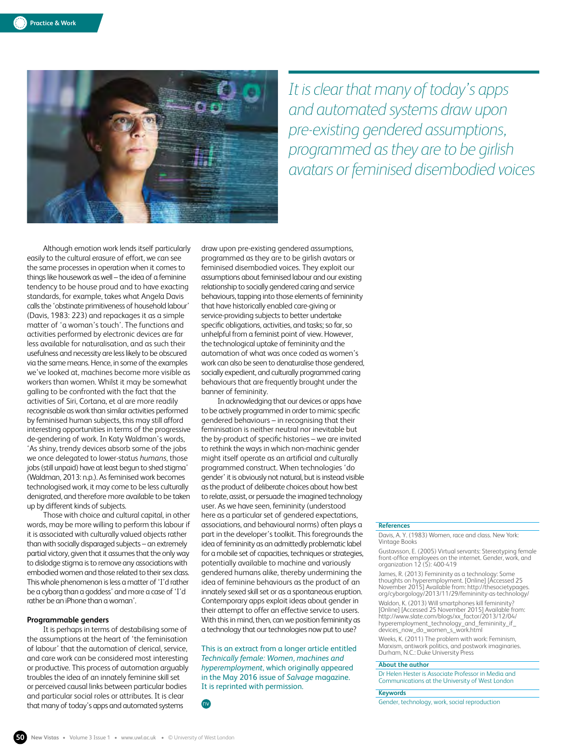*It is clear that many of today's apps and automated systems draw upon pre-existing gendered assumptions, programmed as they are to be girlish avatars or feminised disembodied voices*

Although emotion work lends itself particularly easily to the cultural erasure of effort, we can see the same processes in operation when it comes to things like housework as well – the idea of a feminine tendency to be house proud and to have exacting standards, for example, takes what Angela Davis calls the 'obstinate primitiveness of household labour' (Davis, 1983: 223) and repackages it as a simple matter of 'a woman's touch'. The functions and activities performed by electronic devices are far less available for naturalisation, and as such their usefulness and necessity are less likely to be obscured via the same means. Hence, in some of the examples we've looked at, machines become more visible as workers than women. Whilst it may be somewhat galling to be confronted with the fact that the activities of Siri, Cortana, et al are more readily recognisable as work than similar activities performed by feminised human subjects, this may still afford interesting opportunities in terms of the progressive de-gendering of work. In Katy Waldman's words, 'As shiny, trendy devices absorb some of the jobs we once delegated to lower-status *humans*, those jobs (still unpaid) have at least begun to shed stigma' (Waldman, 2013: n.p.). As feminised work becomes technologised work, it may come to be less culturally denigrated, and therefore more available to be taken up by different kinds of subjects.

Those with choice and cultural capital, in other words, may be more willing to perform this labour if it is associated with culturally valued objects rather than with socially disparaged subjects – an extremely partial victory, given that it assumes that the only way to dislodge stigma is to remove any associations with embodied women and those related to their sex class. This whole phenomenon is less a matter of 'I'd rather be a cyborg than a goddess' and more a case of 'I'd rather be an iPhone than a woman'.

### Programmable genders

It is perhaps in terms of destabilising some of the assumptions at the heart of 'the feminisation of labour' that the automation of clerical, service, and care work can be considered most interesting or productive. This process of automation arguably troubles the idea of an innately feminine skill set or perceived causal links between particular bodies and particular social roles or attributes. It is clear that many of today's apps and automated systems draw upon pre-existing gendered assumptions, programmed as they are to be girlish avatars or feminised disembodied voices. They exploit our assumptions about feminised labour and our existing relationship to socially gendered caring and service behaviours, tapping into those elements of femininity that have historically enabled care-giving or service-providing subjects to better undertake specific obligations, activities, and tasks; so far, so unhelpful from a feminist point of view. However, the technological uptake of femininity and the automation of what was once coded as women's work can also be seen to denaturalise those gendered, socially expedient, and culturally programmed caring behaviours that are frequently brought under the banner of femininity.

In acknowledging that our devices or apps have to be actively programmed in order to mimic specific gendered behaviours – in recognising that their feminisation is neither neutral nor inevitable but the by-product of specific histories – we are invited to rethink the ways in which non-machinic gender might itself operate as an artificial and culturally programmed construct. When technologies 'do gender' it is obviously not natural, but is instead visible as the product of deliberate choices about how best to relate, assist, or persuade the imagined technology user. As we have seen, femininity (understood here as a particular set of gendered expectations, associations, and behavioural norms) often plays a part in the developer's toolkit. This foregrounds the idea of femininity as an admittedly problematic label for a mobile set of capacities, techniques or strategies, potentially available to machine and variously gendered humans alike, thereby undermining the idea of feminine behaviours as the product of an innately sexed skill set or as a spontaneous eruption. Contemporary apps exploit ideas about gender in their attempt to offer an effective service to users. With this in mind, then, can we position femininity as a technology that our technologies now put to use?

This is an extract from a longer article entitled *Technically female: Women, machines and hyperemployment*, which originally appeared in the May 2016 issue of *Salvage* magazine. It is reprinted with permission.

**References**

Davis, A. Y. (1983) Women, race and class. New York: Vintage Books

Gustavsson, E. (2005) Virtual servants: Stereotyping female front-office employees on the internet. Gender, work, and organization 12 (5): 400-419

James, R. (2013) Femininity as a technology: Some thoughts on hyperemployment. [Online] [Accessed 25 November 2015] Available from: http://thesocietypages.org/cyborgology/2013/11/29/femininity-as-technology/

Waldon, K. (2013) Will smartphones kill femininity? [Online] [Accessed 25 November 2015] Available from: http://www.slate.com/blogs/xx_factor/2013/12/04/hyperemployment_technology_and_femininity_if_devices_now_do_women_s_work.html

Weeks, K. (2011) The problem with work: Feminism, Marxism, antiwork politics, and postwork imaginaries. Durham, N.C.: Duke University Press

**About the author**

Dr Helen Hester is Associate Professor in Media and Communications at the University of West London

**Keywords**

Gender, technology, work, social reproduction